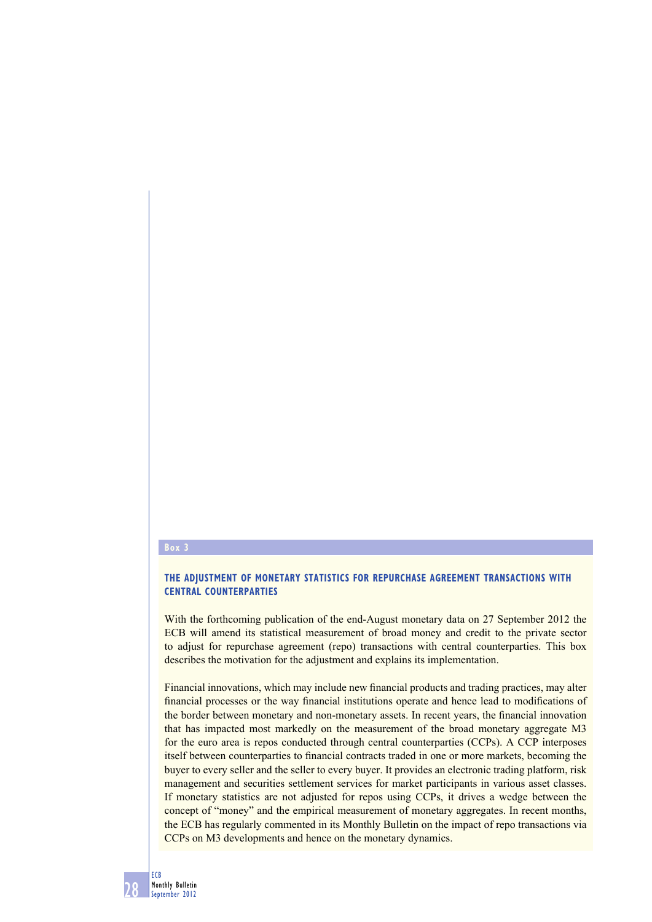Box 3

## THE ADJUSTMENT OF MONETARY STATISTICS FOR REPURCHASE AGREEMENT TRANSACTIONS WITH CENTRAL COUNTERPARTIES

With the forthcoming publication of the end-August monetary data on 27 September 2012 the ECB will amend its statistical measurement of broad money and credit to the private sector to adjust for repurchase agreement (repo) transactions with central counterparties. This box describes the motivation for the adjustment and explains its implementation.

Financial innovations, which may include new financial products and trading practices, may alter financial processes or the way financial institutions operate and hence lead to modifications of the border between monetary and non-monetary assets. In recent years, the financial innovation that has impacted most markedly on the measurement of the broad monetary aggregate M3 for the euro area is repos conducted through central counterparties (CCPs). A CCP interposes itself between counterparties to financial contracts traded in one or more markets, becoming the buyer to every seller and the seller to every buyer. It provides an electronic trading platform, risk management and securities settlement services for market participants in various asset classes. If monetary statistics are not adjusted for repos using CCPs, it drives a wedge between the concept of "money" and the empirical measurement of monetary aggregates. In recent months, the ECB has regularly commented in its Monthly Bulletin on the impact of repo transactions via CCPs on M3 developments and hence on the monetary dynamics.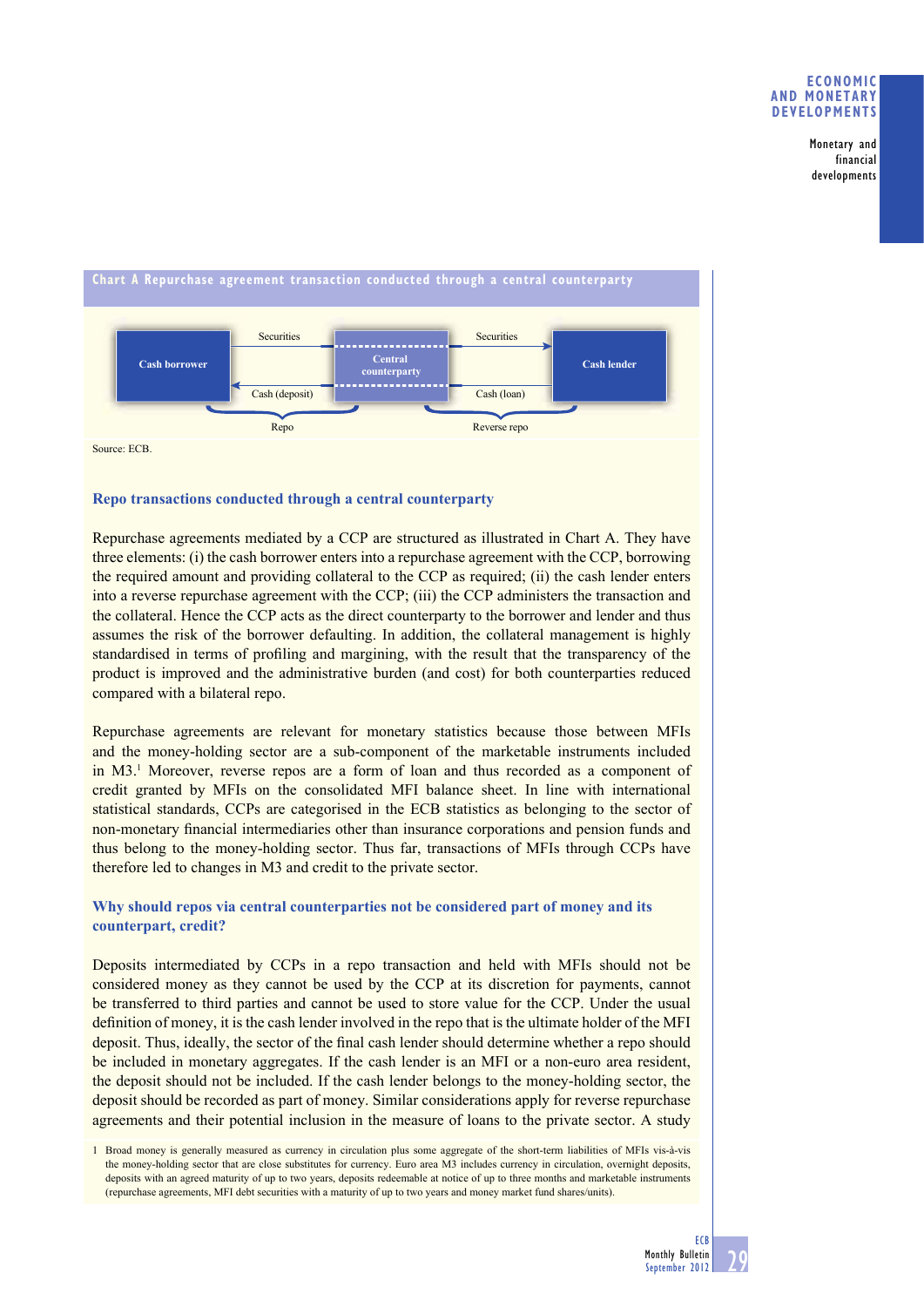**Chart A Repurchase agreement transaction conducted through a central counterparty**

| Cash borrower | Securities → / ← Cash (deposit) | Central counterparty | Securities → / ← Cash (loan) | Cash lender |
|---|---|---|---|---|
| | Repo | | Reverse repo | |

Source: ECB.

### Repo transactions conducted through a central counterparty

Repurchase agreements mediated by a CCP are structured as illustrated in Chart A. They have three elements: (i) the cash borrower enters into a repurchase agreement with the CCP, borrowing the required amount and providing collateral to the CCP as required; (ii) the cash lender enters into a reverse repurchase agreement with the CCP; (iii) the CCP administers the transaction and the collateral. Hence the CCP acts as the direct counterparty to the borrower and lender and thus assumes the risk of the borrower defaulting. In addition, the collateral management is highly standardised in terms of profiling and margining, with the result that the transparency of the product is improved and the administrative burden (and cost) for both counterparties reduced compared with a bilateral repo.

Repurchase agreements are relevant for monetary statistics because those between MFIs and the money-holding sector are a sub-component of the marketable instruments included in M3.[1] Moreover, reverse repos are a form of loan and thus recorded as a component of credit granted by MFIs on the consolidated MFI balance sheet. In line with international statistical standards, CCPs are categorised in the ECB statistics as belonging to the sector of non-monetary financial intermediaries other than insurance corporations and pension funds and thus belong to the money-holding sector. Thus far, transactions of MFIs through CCPs have therefore led to changes in M3 and credit to the private sector.

### Why should repos via central counterparties not be considered part of money and its counterpart, credit?

Deposits intermediated by CCPs in a repo transaction and held with MFIs should not be considered money as they cannot be used by the CCP at its discretion for payments, cannot be transferred to third parties and cannot be used to store value for the CCP. Under the usual definition of money, it is the cash lender involved in the repo that is the ultimate holder of the MFI deposit. Thus, ideally, the sector of the final cash lender should determine whether a repo should be included in monetary aggregates. If the cash lender is an MFI or a non-euro area resident, the deposit should not be included. If the cash lender belongs to the money-holding sector, the deposit should be recorded as part of money. Similar considerations apply for reverse repurchase agreements and their potential inclusion in the measure of loans to the private sector. A study

1 Broad money is generally measured as currency in circulation plus some aggregate of the short-term liabilities of MFIs vis-à-vis the money-holding sector that are close substitutes for currency. Euro area M3 includes currency in circulation, overnight deposits, deposits with an agreed maturity of up to two years, deposits redeemable at notice of up to three months and marketable instruments (repurchase agreements, MFI debt securities with a maturity of up to two years and money market fund shares/units).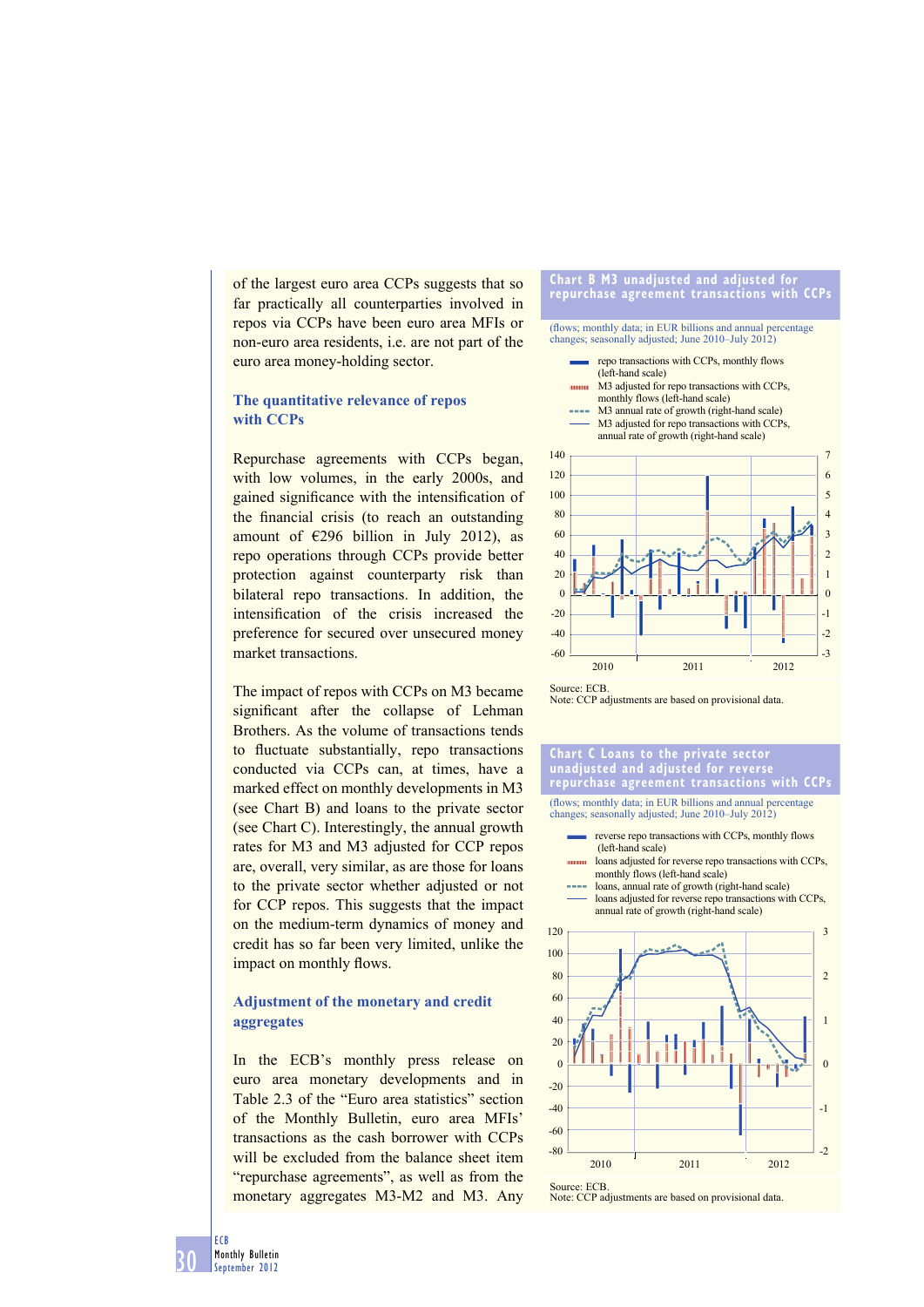of the largest euro area CCPs suggests that so far practically all counterparties involved in repos via CCPs have been euro area MFIs or non-euro area residents, i.e. are not part of the euro area money-holding sector.

### The quantitative relevance of repos with CCPs

Repurchase agreements with CCPs began, with low volumes, in the early 2000s, and gained significance with the intensification of the financial crisis (to reach an outstanding amount of €296 billion in July 2012), as repo operations through CCPs provide better protection against counterparty risk than bilateral repo transactions. In addition, the intensification of the crisis increased the preference for secured over unsecured money market transactions.

The impact of repos with CCPs on M3 became significant after the collapse of Lehman Brothers. As the volume of transactions tends to fluctuate substantially, repo transactions conducted via CCPs can, at times, have a marked effect on monthly developments in M3 (see Chart B) and loans to the private sector (see Chart C). Interestingly, the annual growth rates for M3 and M3 adjusted for CCP repos are, overall, very similar, as are those for loans to the private sector whether adjusted or not for CCP repos. This suggests that the impact on the medium-term dynamics of money and credit has so far been very limited, unlike the impact on monthly flows.

### Adjustment of the monetary and credit aggregates

In the ECB's monthly press release on euro area monetary developments and in Table 2.3 of the "Euro area statistics" section of the Monthly Bulletin, euro area MFIs' transactions as the cash borrower with CCPs will be excluded from the balance sheet item "repurchase agreements", as well as from the monetary aggregates M3-M2 and M3. Any

**Chart B M3 unadjusted and adjusted for repurchase agreement transactions with CCPs**

(flows; monthly data; in EUR billions and annual percentage changes; seasonally adjusted; June 2010–July 2012)

- repo transactions with CCPs, monthly flows (left-hand scale)
- M3 adjusted for repo transactions with CCPs, monthly flows (left-hand scale)
- M3 annual rate of growth (right-hand scale)
- M3 adjusted for repo transactions with CCPs, annual rate of growth (right-hand scale)

Source: ECB.
Note: CCP adjustments are based on provisional data.

**Chart C Loans to the private sector unadjusted and adjusted for reverse repurchase agreement transactions with CCPs**

(flows; monthly data; in EUR billions and annual percentage changes; seasonally adjusted; June 2010–July 2012)

- reverse repo transactions with CCPs, monthly flows (left-hand scale)
- loans adjusted for reverse repo transactions with CCPs, monthly flows (left-hand scale)
- loans, annual rate of growth (right-hand scale)
- loans adjusted for reverse repo transactions with CCPs, annual rate of growth (right-hand scale)

Source: ECB.
Note: CCP adjustments are based on provisional data.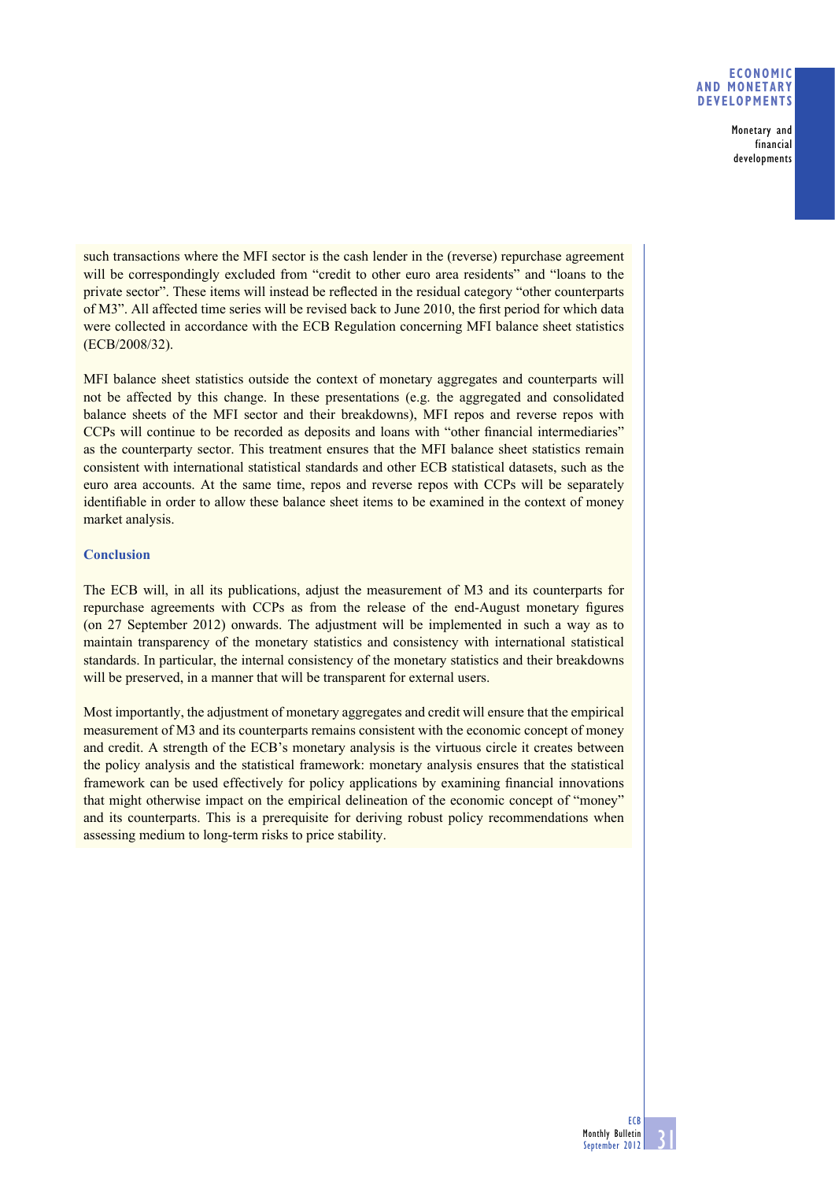such transactions where the MFI sector is the cash lender in the (reverse) repurchase agreement will be correspondingly excluded from "credit to other euro area residents" and "loans to the private sector". These items will instead be reflected in the residual category "other counterparts of M3". All affected time series will be revised back to June 2010, the first period for which data were collected in accordance with the ECB Regulation concerning MFI balance sheet statistics (ECB/2008/32).

MFI balance sheet statistics outside the context of monetary aggregates and counterparts will not be affected by this change. In these presentations (e.g. the aggregated and consolidated balance sheets of the MFI sector and their breakdowns), MFI repos and reverse repos with CCPs will continue to be recorded as deposits and loans with "other financial intermediaries" as the counterparty sector. This treatment ensures that the MFI balance sheet statistics remain consistent with international statistical standards and other ECB statistical datasets, such as the euro area accounts. At the same time, repos and reverse repos with CCPs will be separately identifiable in order to allow these balance sheet items to be examined in the context of money market analysis.

### Conclusion

The ECB will, in all its publications, adjust the measurement of M3 and its counterparts for repurchase agreements with CCPs as from the release of the end-August monetary figures (on 27 September 2012) onwards. The adjustment will be implemented in such a way as to maintain transparency of the monetary statistics and consistency with international statistical standards. In particular, the internal consistency of the monetary statistics and their breakdowns will be preserved, in a manner that will be transparent for external users.

Most importantly, the adjustment of monetary aggregates and credit will ensure that the empirical measurement of M3 and its counterparts remains consistent with the economic concept of money and credit. A strength of the ECB's monetary analysis is the virtuous circle it creates between the policy analysis and the statistical framework: monetary analysis ensures that the statistical framework can be used effectively for policy applications by examining financial innovations that might otherwise impact on the empirical delineation of the economic concept of "money" and its counterparts. This is a prerequisite for deriving robust policy recommendations when assessing medium to long-term risks to price stability.